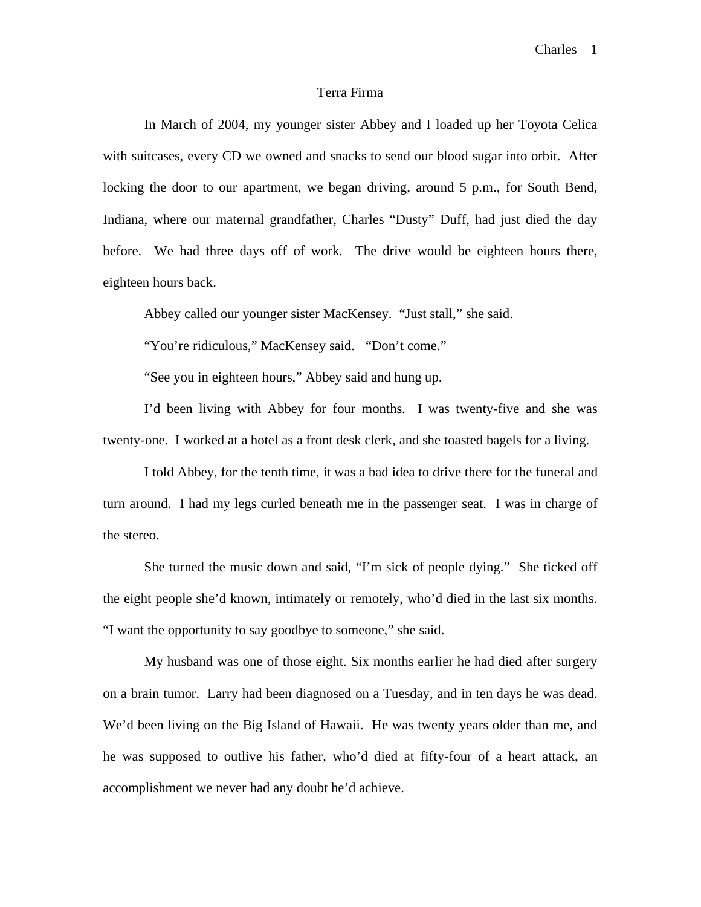# Terra Firma

In March of 2004, my younger sister Abbey and I loaded up her Toyota Celica with suitcases, every CD we owned and snacks to send our blood sugar into orbit. After locking the door to our apartment, we began driving, around 5 p.m., for South Bend, Indiana, where our maternal grandfather, Charles "Dusty" Duff, had just died the day before. We had three days off of work. The drive would be eighteen hours there, eighteen hours back.

Abbey called our younger sister MacKensey. "Just stall," she said.

"You're ridiculous," MacKensey said. "Don't come."

"See you in eighteen hours," Abbey said and hung up.

I'd been living with Abbey for four months. I was twenty-five and she was twenty-one. I worked at a hotel as a front desk clerk, and she toasted bagels for a living.

I told Abbey, for the tenth time, it was a bad idea to drive there for the funeral and turn around. I had my legs curled beneath me in the passenger seat. I was in charge of the stereo.

She turned the music down and said, "I'm sick of people dying." She ticked off the eight people she'd known, intimately or remotely, who'd died in the last six months. "I want the opportunity to say goodbye to someone," she said.

My husband was one of those eight. Six months earlier he had died after surgery on a brain tumor. Larry had been diagnosed on a Tuesday, and in ten days he was dead. We'd been living on the Big Island of Hawaii. He was twenty years older than me, and he was supposed to outlive his father, who'd died at fifty-four of a heart attack, an accomplishment we never had any doubt he'd achieve.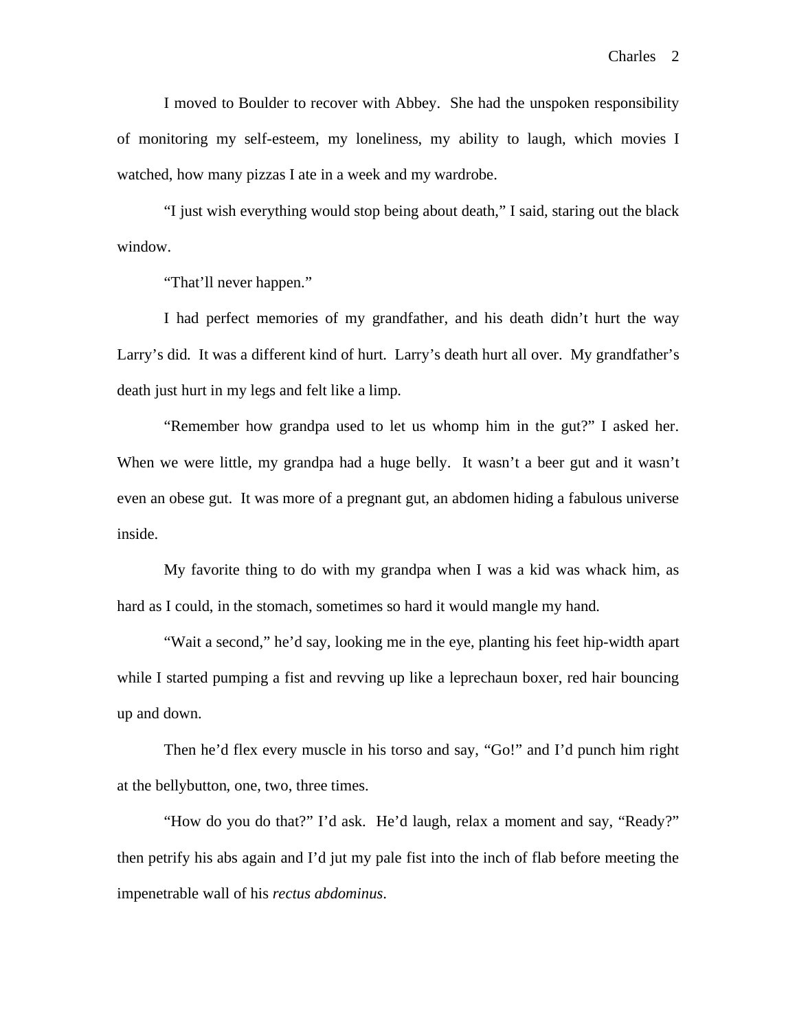I moved to Boulder to recover with Abbey. She had the unspoken responsibility of monitoring my self-esteem, my loneliness, my ability to laugh, which movies I watched, how many pizzas I ate in a week and my wardrobe.

"I just wish everything would stop being about death," I said, staring out the black window.

"That'll never happen."

I had perfect memories of my grandfather, and his death didn't hurt the way Larry's did. It was a different kind of hurt. Larry's death hurt all over. My grandfather's death just hurt in my legs and felt like a limp.

"Remember how grandpa used to let us whomp him in the gut?" I asked her. When we were little, my grandpa had a huge belly. It wasn't a beer gut and it wasn't even an obese gut. It was more of a pregnant gut, an abdomen hiding a fabulous universe inside.

My favorite thing to do with my grandpa when I was a kid was whack him, as hard as I could, in the stomach, sometimes so hard it would mangle my hand.

"Wait a second," he'd say, looking me in the eye, planting his feet hip-width apart while I started pumping a fist and revving up like a leprechaun boxer, red hair bouncing up and down.

Then he'd flex every muscle in his torso and say, "Go!" and I'd punch him right at the bellybutton, one, two, three times.

"How do you do that?" I'd ask. He'd laugh, relax a moment and say, "Ready?" then petrify his abs again and I'd jut my pale fist into the inch of flab before meeting the impenetrable wall of his *rectus abdominus*.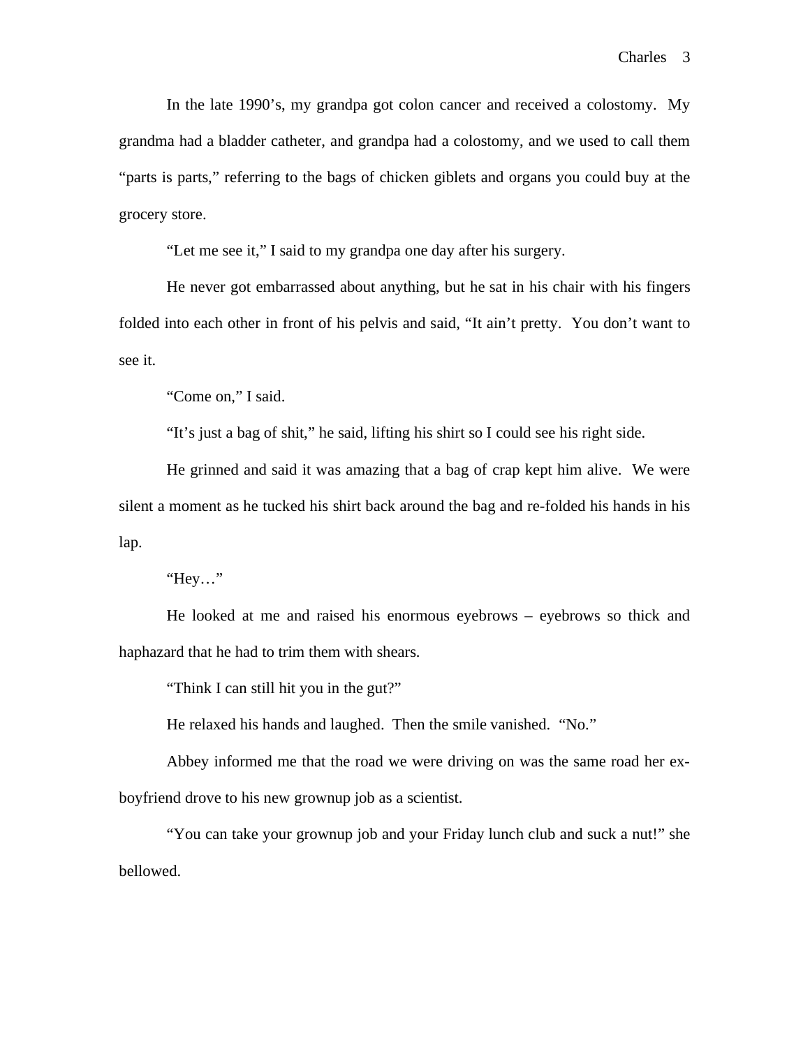In the late 1990's, my grandpa got colon cancer and received a colostomy. My grandma had a bladder catheter, and grandpa had a colostomy, and we used to call them "parts is parts," referring to the bags of chicken giblets and organs you could buy at the grocery store.

"Let me see it," I said to my grandpa one day after his surgery.

He never got embarrassed about anything, but he sat in his chair with his fingers folded into each other in front of his pelvis and said, "It ain't pretty. You don't want to see it.

"Come on," I said.

"It's just a bag of shit," he said, lifting his shirt so I could see his right side.

He grinned and said it was amazing that a bag of crap kept him alive. We were silent a moment as he tucked his shirt back around the bag and re-folded his hands in his lap.

"Hey…"

He looked at me and raised his enormous eyebrows – eyebrows so thick and haphazard that he had to trim them with shears.

"Think I can still hit you in the gut?"

He relaxed his hands and laughed. Then the smile vanished. "No."

Abbey informed me that the road we were driving on was the same road her ex-boyfriend drove to his new grownup job as a scientist.

"You can take your grownup job and your Friday lunch club and suck a nut!" she bellowed.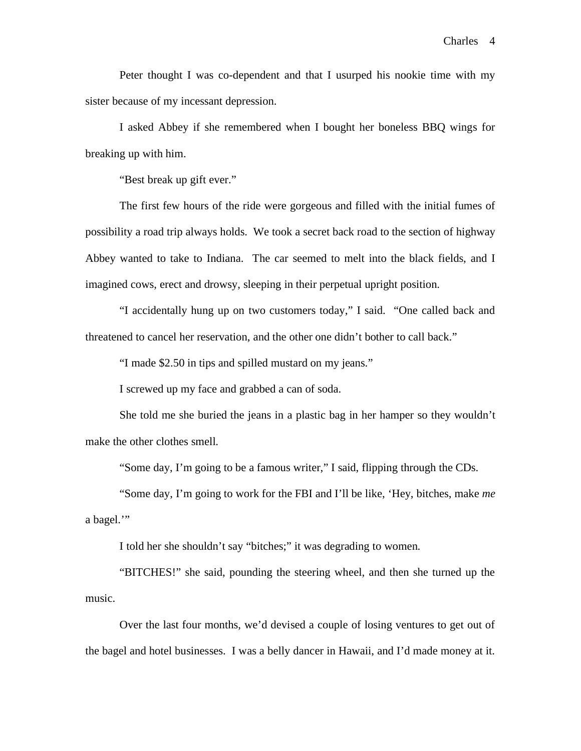Peter thought I was co-dependent and that I usurped his nookie time with my sister because of my incessant depression.

I asked Abbey if she remembered when I bought her boneless BBQ wings for breaking up with him.

"Best break up gift ever."

The first few hours of the ride were gorgeous and filled with the initial fumes of possibility a road trip always holds. We took a secret back road to the section of highway Abbey wanted to take to Indiana. The car seemed to melt into the black fields, and I imagined cows, erect and drowsy, sleeping in their perpetual upright position.

"I accidentally hung up on two customers today," I said. "One called back and threatened to cancel her reservation, and the other one didn't bother to call back."

"I made $2.50 in tips and spilled mustard on my jeans."

I screwed up my face and grabbed a can of soda.

She told me she buried the jeans in a plastic bag in her hamper so they wouldn't make the other clothes smell.

"Some day, I'm going to be a famous writer," I said, flipping through the CDs.

"Some day, I'm going to work for the FBI and I'll be like, 'Hey, bitches, make *me* a bagel.'"

I told her she shouldn't say "bitches;" it was degrading to women.

"BITCHES!" she said, pounding the steering wheel, and then she turned up the music.

Over the last four months, we'd devised a couple of losing ventures to get out of the bagel and hotel businesses. I was a belly dancer in Hawaii, and I'd made money at it.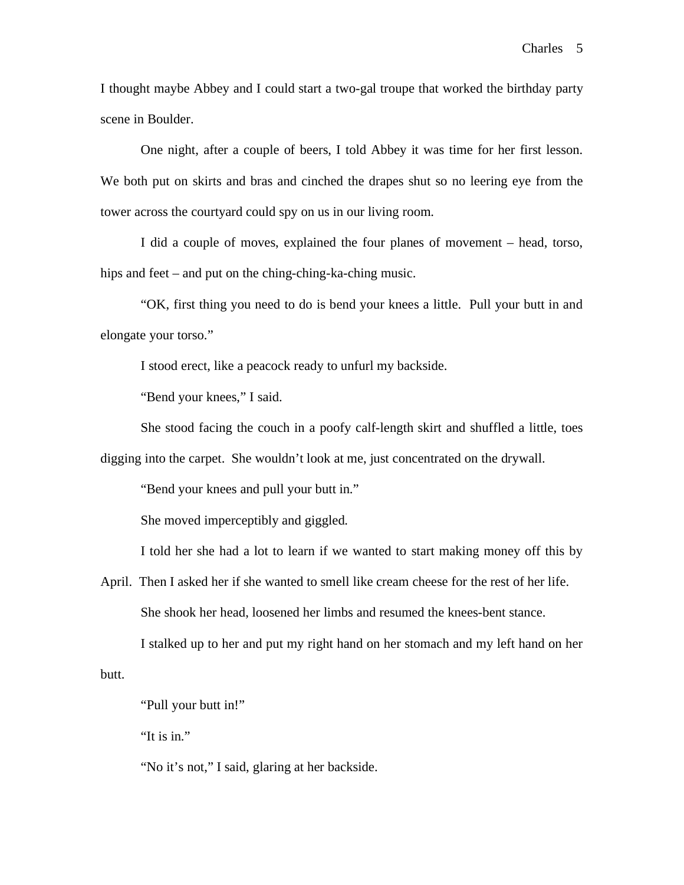I thought maybe Abbey and I could start a two-gal troupe that worked the birthday party scene in Boulder.

One night, after a couple of beers, I told Abbey it was time for her first lesson. We both put on skirts and bras and cinched the drapes shut so no leering eye from the tower across the courtyard could spy on us in our living room.

I did a couple of moves, explained the four planes of movement – head, torso, hips and feet – and put on the ching-ching-ka-ching music.

"OK, first thing you need to do is bend your knees a little. Pull your butt in and elongate your torso."

I stood erect, like a peacock ready to unfurl my backside.

"Bend your knees," I said.

She stood facing the couch in a poofy calf-length skirt and shuffled a little, toes digging into the carpet. She wouldn't look at me, just concentrated on the drywall.

"Bend your knees and pull your butt in."

She moved imperceptibly and giggled.

I told her she had a lot to learn if we wanted to start making money off this by April. Then I asked her if she wanted to smell like cream cheese for the rest of her life.

She shook her head, loosened her limbs and resumed the knees-bent stance.

I stalked up to her and put my right hand on her stomach and my left hand on her butt.

"Pull your butt in!"

"It is in."

"No it's not," I said, glaring at her backside.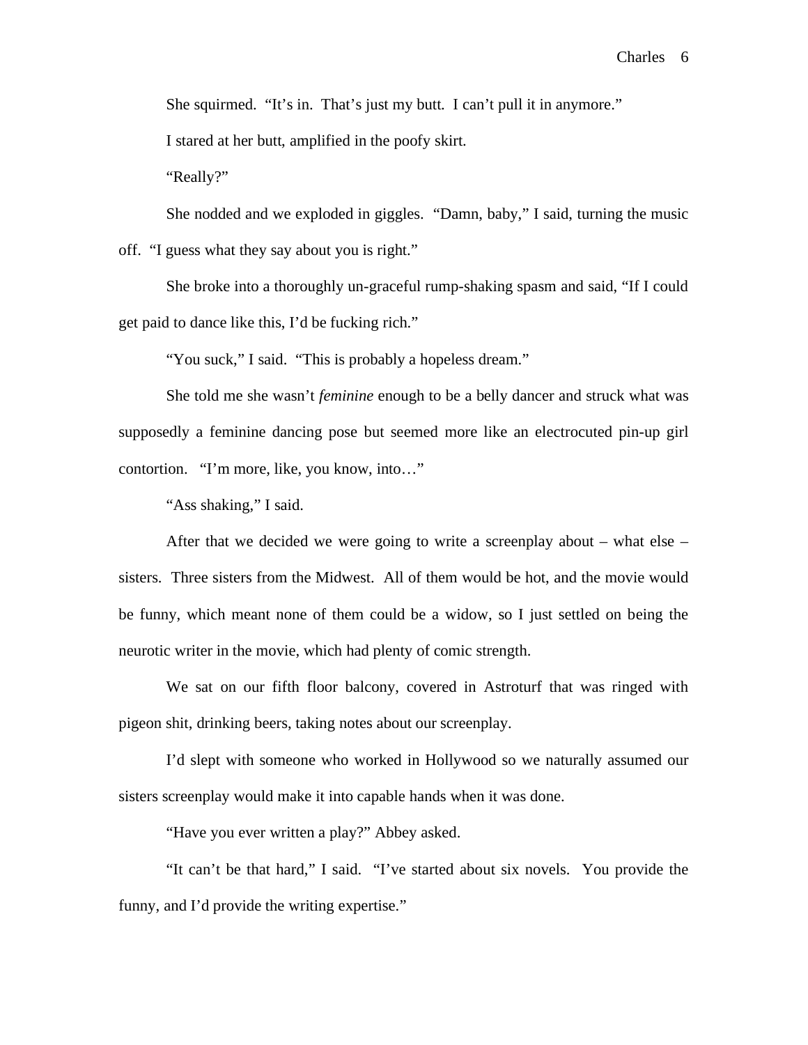She squirmed. "It's in. That's just my butt. I can't pull it in anymore."

I stared at her butt, amplified in the poofy skirt.

"Really?"

She nodded and we exploded in giggles. "Damn, baby," I said, turning the music off. "I guess what they say about you is right."

She broke into a thoroughly un-graceful rump-shaking spasm and said, "If I could get paid to dance like this, I'd be fucking rich."

"You suck," I said. "This is probably a hopeless dream."

She told me she wasn't *feminine* enough to be a belly dancer and struck what was supposedly a feminine dancing pose but seemed more like an electrocuted pin-up girl contortion. "I'm more, like, you know, into…"

"Ass shaking," I said.

After that we decided we were going to write a screenplay about – what else – sisters. Three sisters from the Midwest. All of them would be hot, and the movie would be funny, which meant none of them could be a widow, so I just settled on being the neurotic writer in the movie, which had plenty of comic strength.

We sat on our fifth floor balcony, covered in Astroturf that was ringed with pigeon shit, drinking beers, taking notes about our screenplay.

I'd slept with someone who worked in Hollywood so we naturally assumed our sisters screenplay would make it into capable hands when it was done.

"Have you ever written a play?" Abbey asked.

"It can't be that hard," I said. "I've started about six novels. You provide the funny, and I'd provide the writing expertise."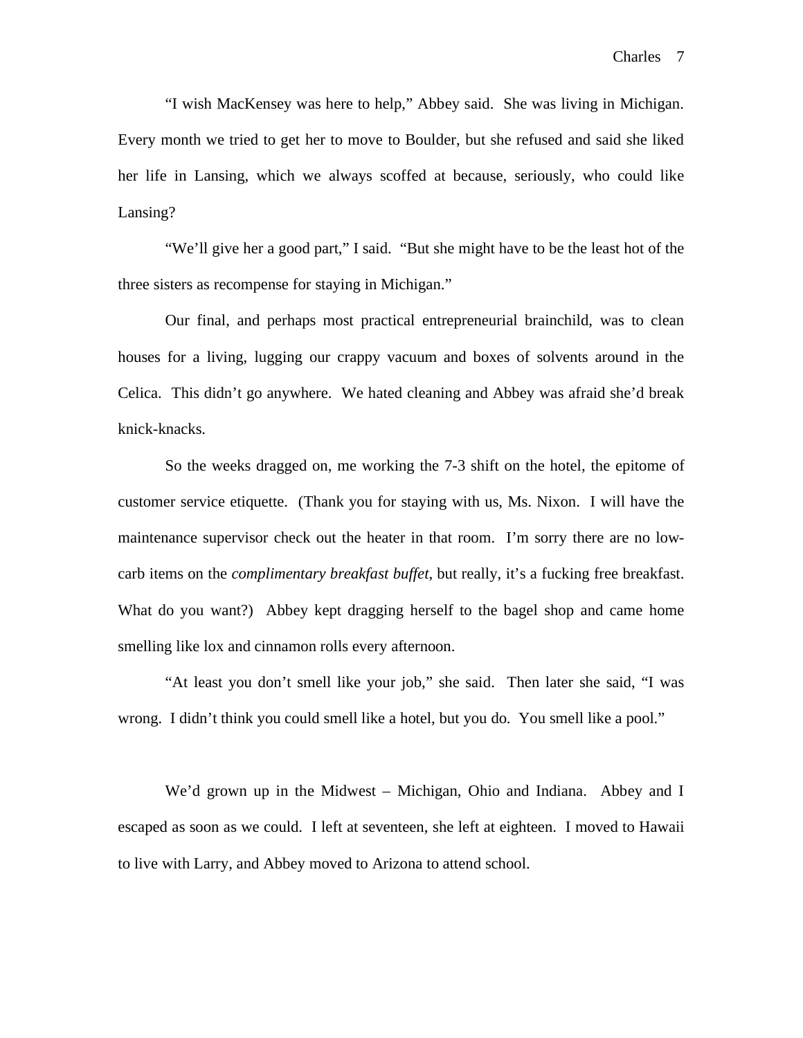"I wish MacKensey was here to help," Abbey said. She was living in Michigan. Every month we tried to get her to move to Boulder, but she refused and said she liked her life in Lansing, which we always scoffed at because, seriously, who could like Lansing?

"We'll give her a good part," I said. "But she might have to be the least hot of the three sisters as recompense for staying in Michigan."

Our final, and perhaps most practical entrepreneurial brainchild, was to clean houses for a living, lugging our crappy vacuum and boxes of solvents around in the Celica. This didn't go anywhere. We hated cleaning and Abbey was afraid she'd break knick-knacks.

So the weeks dragged on, me working the 7-3 shift on the hotel, the epitome of customer service etiquette. (Thank you for staying with us, Ms. Nixon. I will have the maintenance supervisor check out the heater in that room. I'm sorry there are no low-carb items on the *complimentary breakfast buffet*, but really, it's a fucking free breakfast. What do you want?) Abbey kept dragging herself to the bagel shop and came home smelling like lox and cinnamon rolls every afternoon.

"At least you don't smell like your job," she said. Then later she said, "I was wrong. I didn't think you could smell like a hotel, but you do. You smell like a pool."

We'd grown up in the Midwest – Michigan, Ohio and Indiana. Abbey and I escaped as soon as we could. I left at seventeen, she left at eighteen. I moved to Hawaii to live with Larry, and Abbey moved to Arizona to attend school.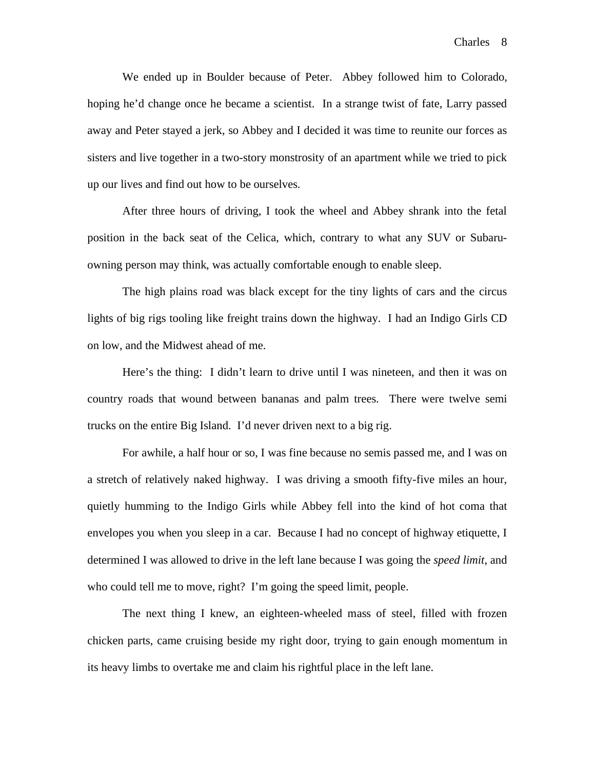We ended up in Boulder because of Peter. Abbey followed him to Colorado, hoping he'd change once he became a scientist. In a strange twist of fate, Larry passed away and Peter stayed a jerk, so Abbey and I decided it was time to reunite our forces as sisters and live together in a two-story monstrosity of an apartment while we tried to pick up our lives and find out how to be ourselves.

After three hours of driving, I took the wheel and Abbey shrank into the fetal position in the back seat of the Celica, which, contrary to what any SUV or Subaru-owning person may think, was actually comfortable enough to enable sleep.

The high plains road was black except for the tiny lights of cars and the circus lights of big rigs tooling like freight trains down the highway. I had an Indigo Girls CD on low, and the Midwest ahead of me.

Here's the thing: I didn't learn to drive until I was nineteen, and then it was on country roads that wound between bananas and palm trees. There were twelve semi trucks on the entire Big Island. I'd never driven next to a big rig.

For awhile, a half hour or so, I was fine because no semis passed me, and I was on a stretch of relatively naked highway. I was driving a smooth fifty-five miles an hour, quietly humming to the Indigo Girls while Abbey fell into the kind of hot coma that envelopes you when you sleep in a car. Because I had no concept of highway etiquette, I determined I was allowed to drive in the left lane because I was going the *speed limit*, and who could tell me to move, right? I'm going the speed limit, people.

The next thing I knew, an eighteen-wheeled mass of steel, filled with frozen chicken parts, came cruising beside my right door, trying to gain enough momentum in its heavy limbs to overtake me and claim his rightful place in the left lane.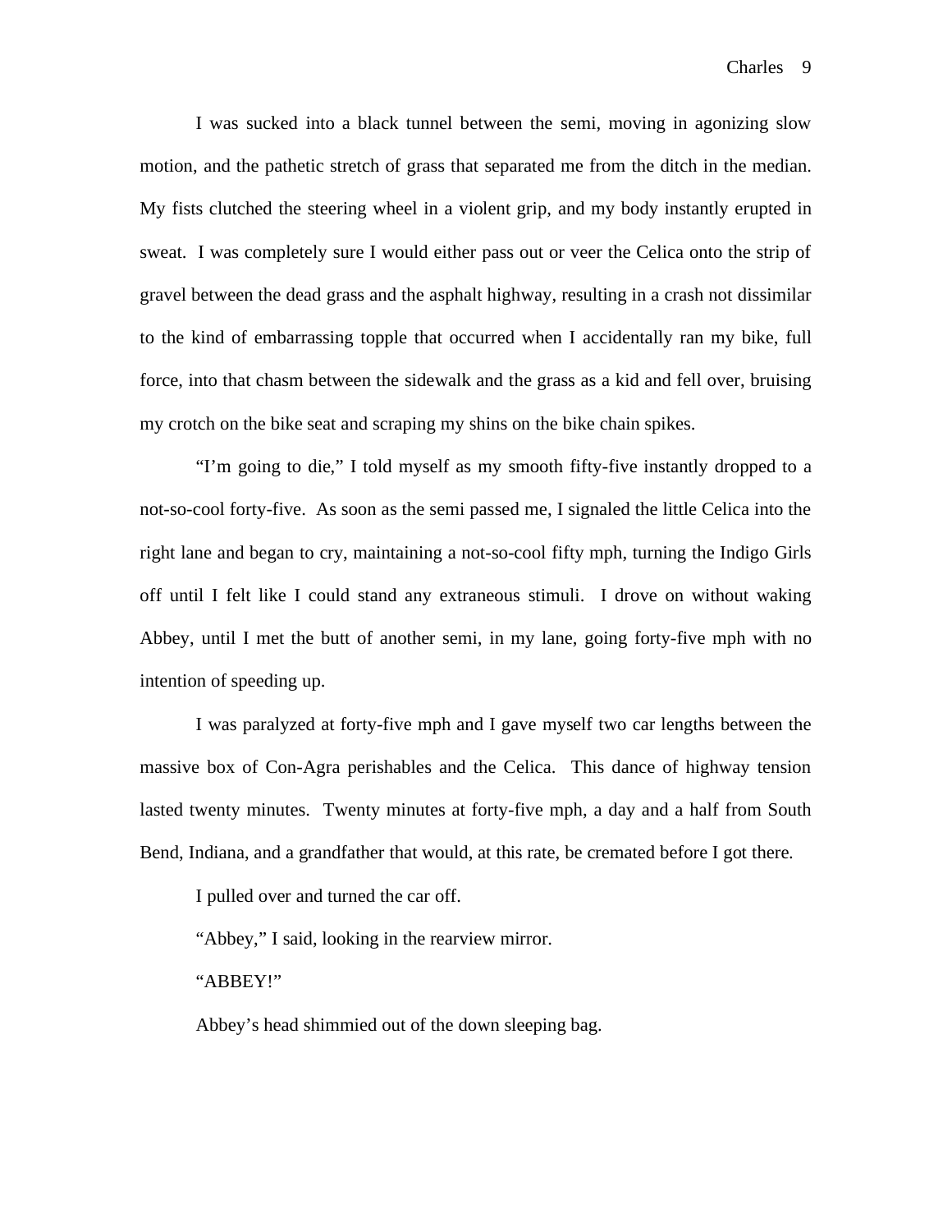I was sucked into a black tunnel between the semi, moving in agonizing slow motion, and the pathetic stretch of grass that separated me from the ditch in the median. My fists clutched the steering wheel in a violent grip, and my body instantly erupted in sweat. I was completely sure I would either pass out or veer the Celica onto the strip of gravel between the dead grass and the asphalt highway, resulting in a crash not dissimilar to the kind of embarrassing topple that occurred when I accidentally ran my bike, full force, into that chasm between the sidewalk and the grass as a kid and fell over, bruising my crotch on the bike seat and scraping my shins on the bike chain spikes.

"I'm going to die," I told myself as my smooth fifty-five instantly dropped to a not-so-cool forty-five. As soon as the semi passed me, I signaled the little Celica into the right lane and began to cry, maintaining a not-so-cool fifty mph, turning the Indigo Girls off until I felt like I could stand any extraneous stimuli. I drove on without waking Abbey, until I met the butt of another semi, in my lane, going forty-five mph with no intention of speeding up.

I was paralyzed at forty-five mph and I gave myself two car lengths between the massive box of Con-Agra perishables and the Celica. This dance of highway tension lasted twenty minutes. Twenty minutes at forty-five mph, a day and a half from South Bend, Indiana, and a grandfather that would, at this rate, be cremated before I got there.

I pulled over and turned the car off.

"Abbey," I said, looking in the rearview mirror.

"ABBEY!"

Abbey's head shimmied out of the down sleeping bag.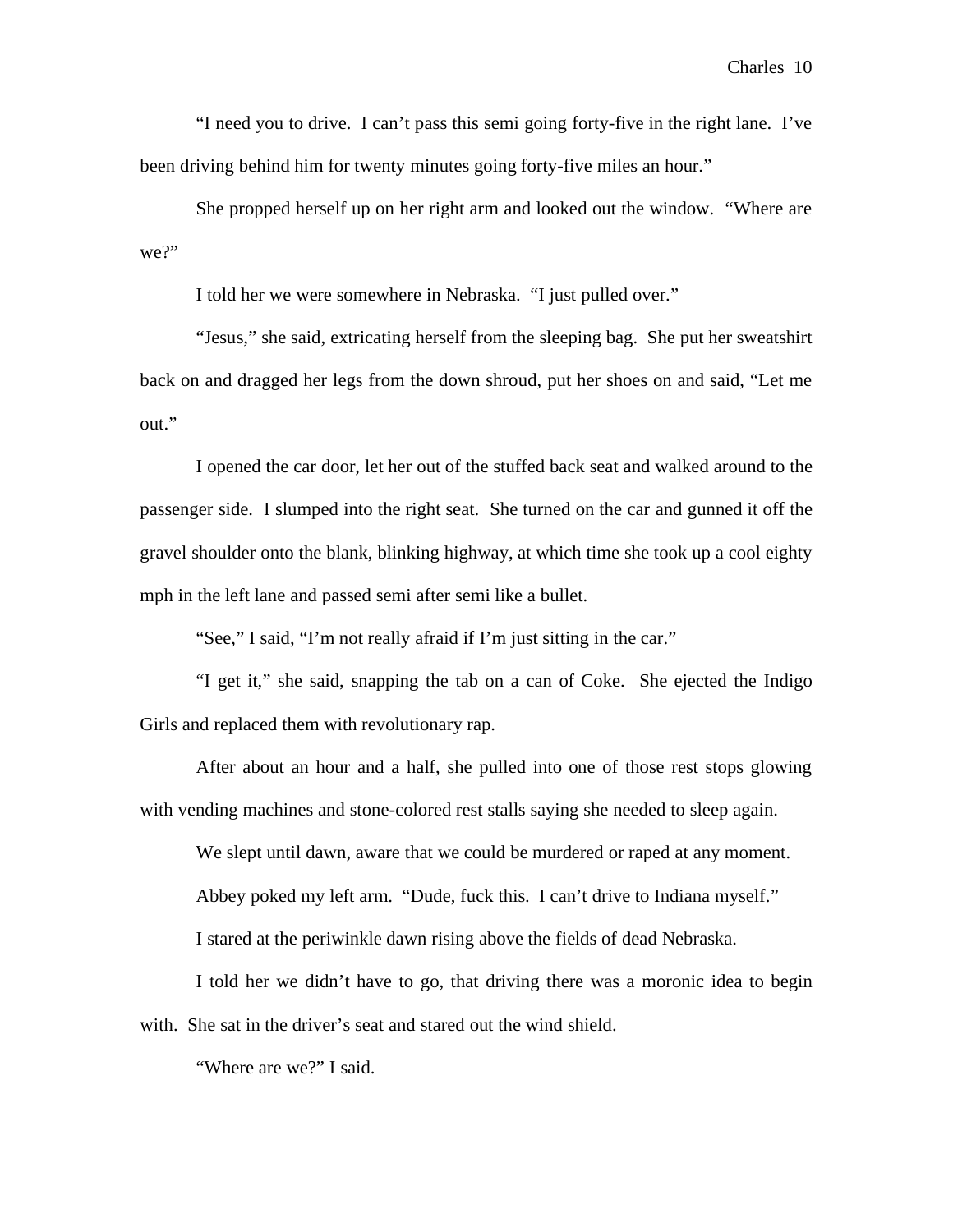"I need you to drive. I can't pass this semi going forty-five in the right lane. I've been driving behind him for twenty minutes going forty-five miles an hour."

She propped herself up on her right arm and looked out the window. "Where are we?"

I told her we were somewhere in Nebraska. "I just pulled over."

"Jesus," she said, extricating herself from the sleeping bag. She put her sweatshirt back on and dragged her legs from the down shroud, put her shoes on and said, "Let me out."

I opened the car door, let her out of the stuffed back seat and walked around to the passenger side. I slumped into the right seat. She turned on the car and gunned it off the gravel shoulder onto the blank, blinking highway, at which time she took up a cool eighty mph in the left lane and passed semi after semi like a bullet.

"See," I said, "I'm not really afraid if I'm just sitting in the car."

"I get it," she said, snapping the tab on a can of Coke. She ejected the Indigo Girls and replaced them with revolutionary rap.

After about an hour and a half, she pulled into one of those rest stops glowing with vending machines and stone-colored rest stalls saying she needed to sleep again.

We slept until dawn, aware that we could be murdered or raped at any moment.

Abbey poked my left arm. "Dude, fuck this. I can't drive to Indiana myself."

I stared at the periwinkle dawn rising above the fields of dead Nebraska.

I told her we didn't have to go, that driving there was a moronic idea to begin with. She sat in the driver's seat and stared out the wind shield.

"Where are we?" I said.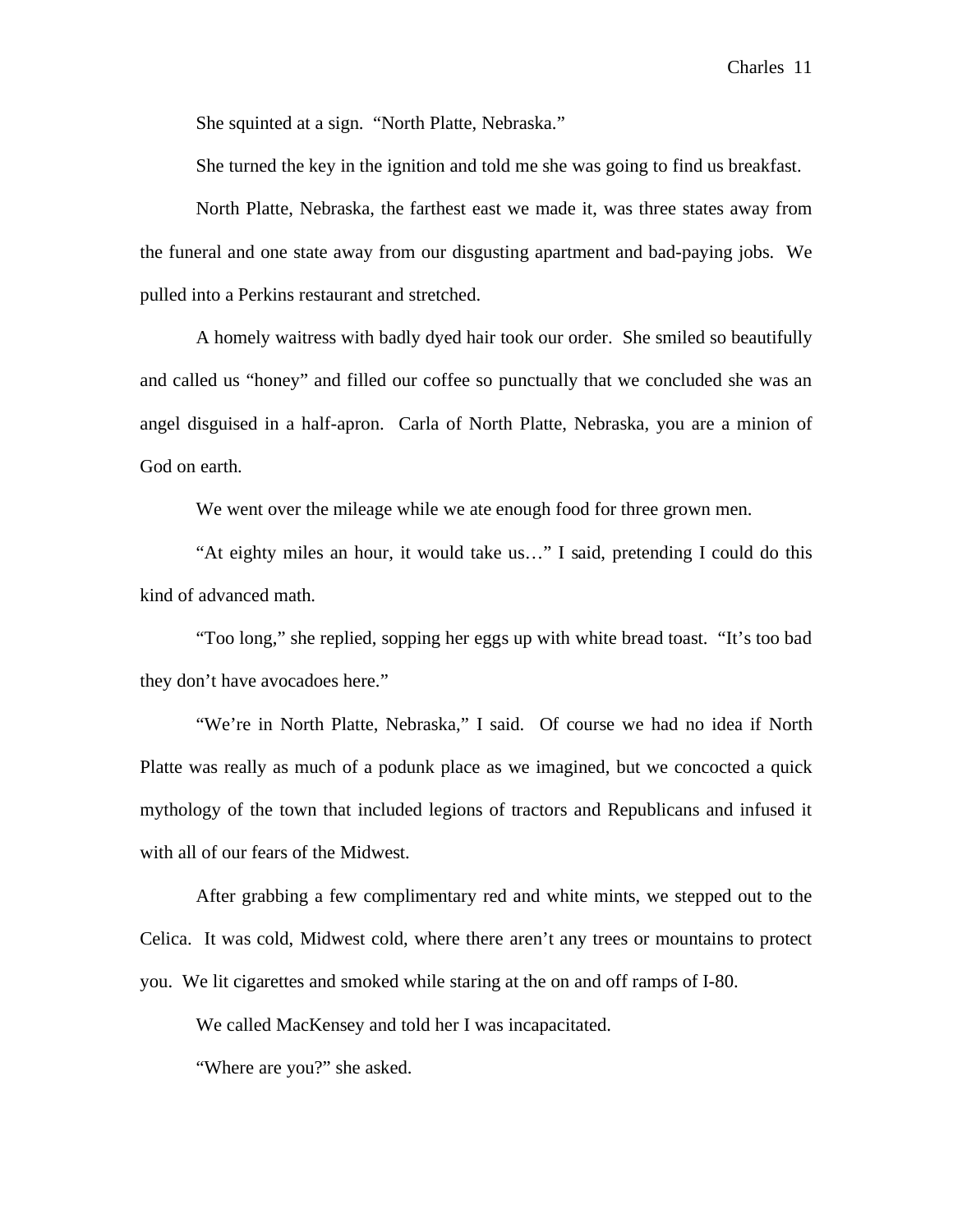She squinted at a sign. "North Platte, Nebraska."

She turned the key in the ignition and told me she was going to find us breakfast.

North Platte, Nebraska, the farthest east we made it, was three states away from the funeral and one state away from our disgusting apartment and bad-paying jobs. We pulled into a Perkins restaurant and stretched.

A homely waitress with badly dyed hair took our order. She smiled so beautifully and called us "honey" and filled our coffee so punctually that we concluded she was an angel disguised in a half-apron. Carla of North Platte, Nebraska, you are a minion of God on earth.

We went over the mileage while we ate enough food for three grown men.

"At eighty miles an hour, it would take us…" I said, pretending I could do this kind of advanced math.

"Too long," she replied, sopping her eggs up with white bread toast. "It's too bad they don't have avocadoes here."

"We're in North Platte, Nebraska," I said. Of course we had no idea if North Platte was really as much of a podunk place as we imagined, but we concocted a quick mythology of the town that included legions of tractors and Republicans and infused it with all of our fears of the Midwest.

After grabbing a few complimentary red and white mints, we stepped out to the Celica. It was cold, Midwest cold, where there aren't any trees or mountains to protect you. We lit cigarettes and smoked while staring at the on and off ramps of I-80.

We called MacKensey and told her I was incapacitated.

"Where are you?" she asked.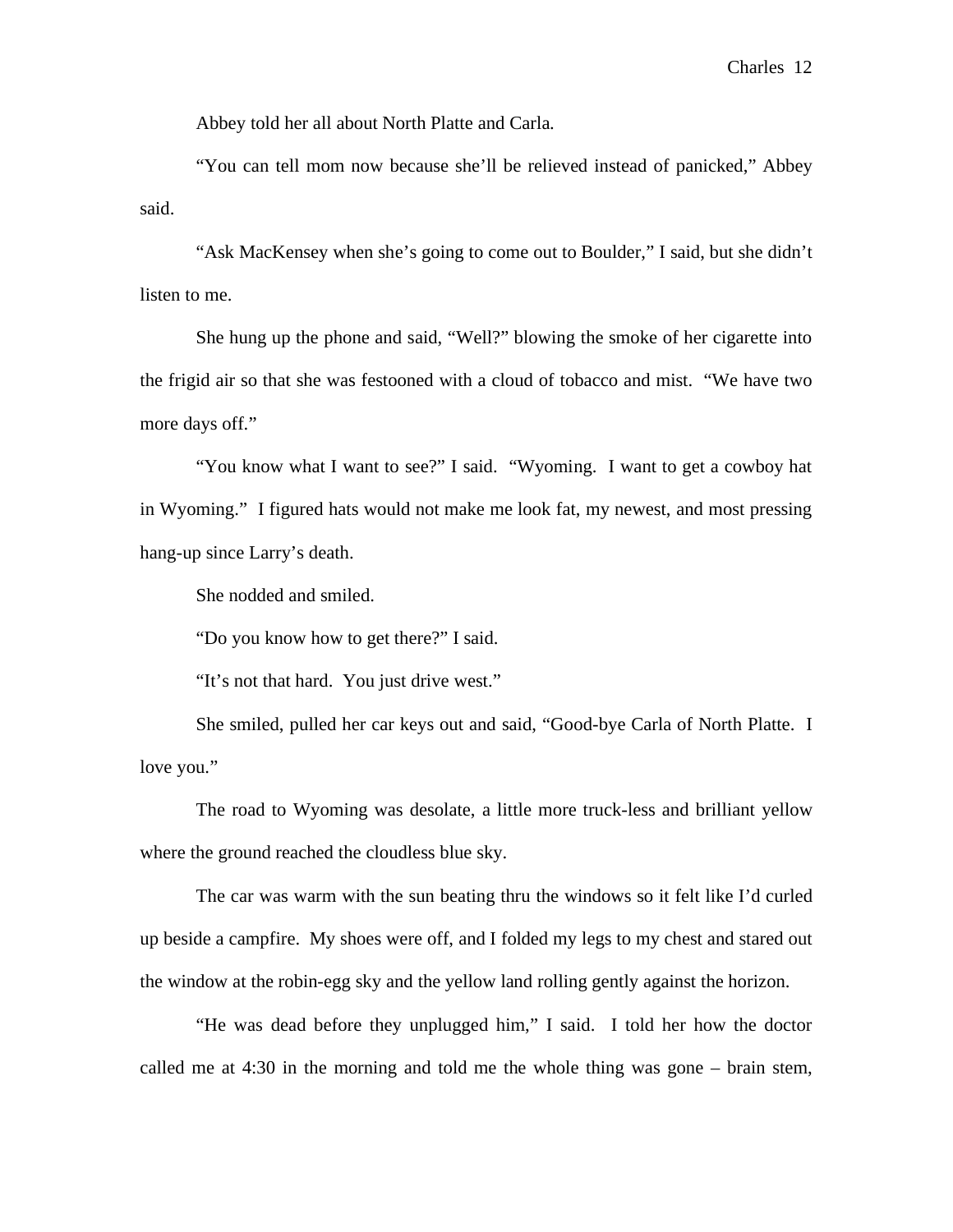Abbey told her all about North Platte and Carla.

"You can tell mom now because she'll be relieved instead of panicked," Abbey said.

"Ask MacKensey when she's going to come out to Boulder," I said, but she didn't listen to me.

She hung up the phone and said, "Well?" blowing the smoke of her cigarette into the frigid air so that she was festooned with a cloud of tobacco and mist. "We have two more days off."

"You know what I want to see?" I said. "Wyoming. I want to get a cowboy hat in Wyoming." I figured hats would not make me look fat, my newest, and most pressing hang-up since Larry's death.

She nodded and smiled.

"Do you know how to get there?" I said.

"It's not that hard. You just drive west."

She smiled, pulled her car keys out and said, "Good-bye Carla of North Platte. I love you."

The road to Wyoming was desolate, a little more truck-less and brilliant yellow where the ground reached the cloudless blue sky.

The car was warm with the sun beating thru the windows so it felt like I'd curled up beside a campfire. My shoes were off, and I folded my legs to my chest and stared out the window at the robin-egg sky and the yellow land rolling gently against the horizon.

"He was dead before they unplugged him," I said. I told her how the doctor called me at 4:30 in the morning and told me the whole thing was gone – brain stem,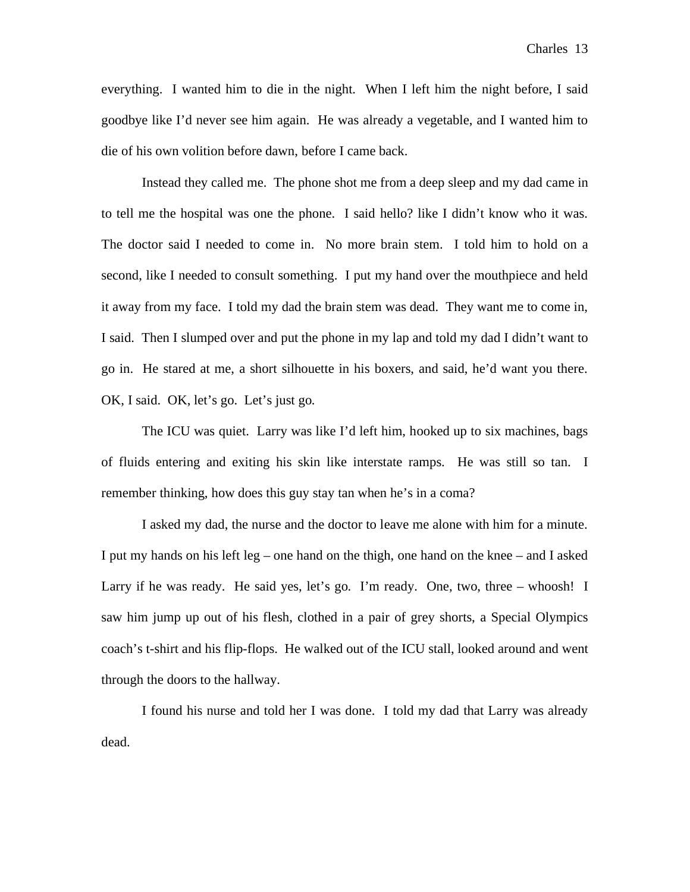everything. I wanted him to die in the night. When I left him the night before, I said goodbye like I'd never see him again. He was already a vegetable, and I wanted him to die of his own volition before dawn, before I came back.

Instead they called me. The phone shot me from a deep sleep and my dad came in to tell me the hospital was one the phone. I said hello? like I didn't know who it was. The doctor said I needed to come in. No more brain stem. I told him to hold on a second, like I needed to consult something. I put my hand over the mouthpiece and held it away from my face. I told my dad the brain stem was dead. They want me to come in, I said. Then I slumped over and put the phone in my lap and told my dad I didn't want to go in. He stared at me, a short silhouette in his boxers, and said, he'd want you there. OK, I said. OK, let's go. Let's just go.

The ICU was quiet. Larry was like I'd left him, hooked up to six machines, bags of fluids entering and exiting his skin like interstate ramps. He was still so tan. I remember thinking, how does this guy stay tan when he's in a coma?

I asked my dad, the nurse and the doctor to leave me alone with him for a minute. I put my hands on his left leg – one hand on the thigh, one hand on the knee – and I asked Larry if he was ready. He said yes, let's go. I'm ready. One, two, three – whoosh! I saw him jump up out of his flesh, clothed in a pair of grey shorts, a Special Olympics coach's t-shirt and his flip-flops. He walked out of the ICU stall, looked around and went through the doors to the hallway.

I found his nurse and told her I was done. I told my dad that Larry was already dead.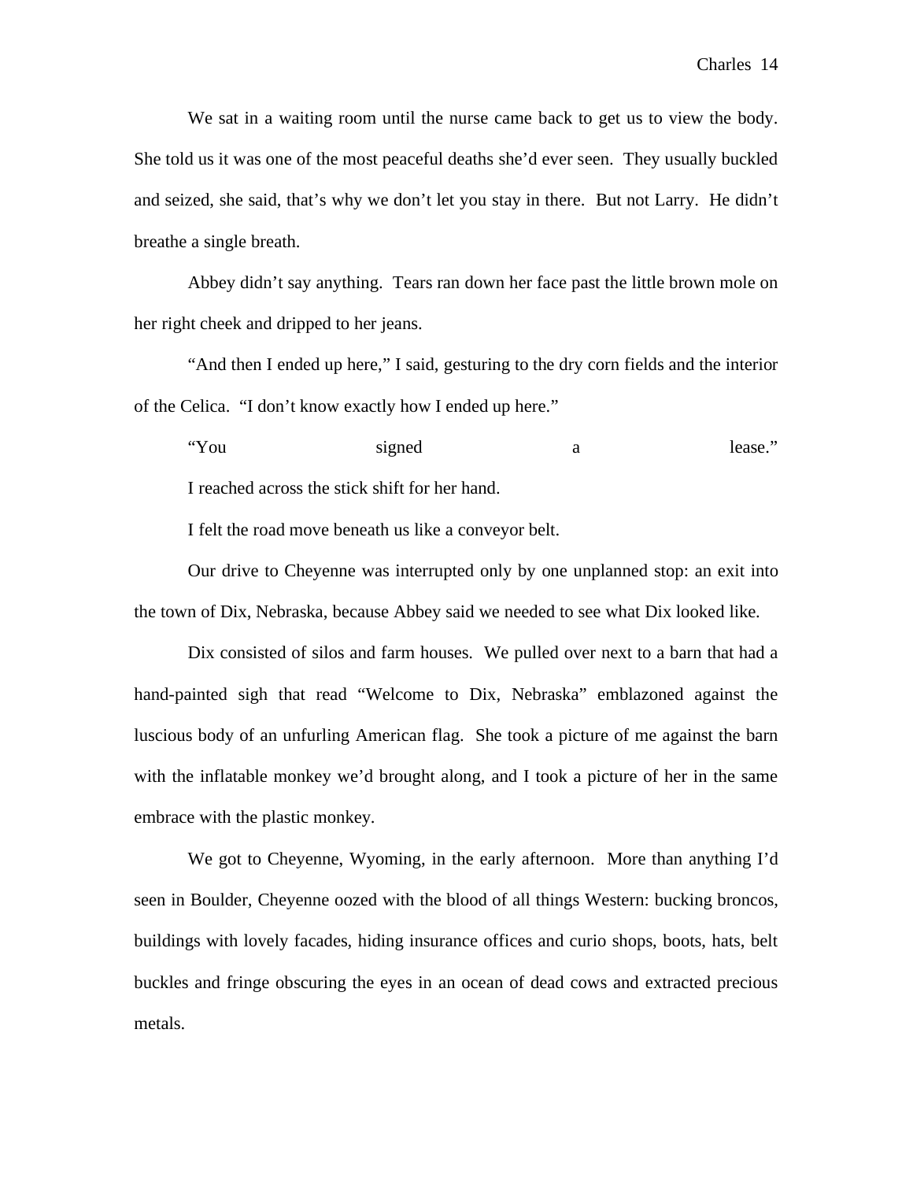We sat in a waiting room until the nurse came back to get us to view the body. She told us it was one of the most peaceful deaths she'd ever seen. They usually buckled and seized, she said, that's why we don't let you stay in there. But not Larry. He didn't breathe a single breath.

Abbey didn't say anything. Tears ran down her face past the little brown mole on her right cheek and dripped to her jeans.

"And then I ended up here," I said, gesturing to the dry corn fields and the interior of the Celica. "I don't know exactly how I ended up here."

"You signed a lease."

I reached across the stick shift for her hand.

I felt the road move beneath us like a conveyor belt.

Our drive to Cheyenne was interrupted only by one unplanned stop: an exit into the town of Dix, Nebraska, because Abbey said we needed to see what Dix looked like.

Dix consisted of silos and farm houses. We pulled over next to a barn that had a hand-painted sigh that read "Welcome to Dix, Nebraska" emblazoned against the luscious body of an unfurling American flag. She took a picture of me against the barn with the inflatable monkey we'd brought along, and I took a picture of her in the same embrace with the plastic monkey.

We got to Cheyenne, Wyoming, in the early afternoon. More than anything I'd seen in Boulder, Cheyenne oozed with the blood of all things Western: bucking broncos, buildings with lovely facades, hiding insurance offices and curio shops, boots, hats, belt buckles and fringe obscuring the eyes in an ocean of dead cows and extracted precious metals.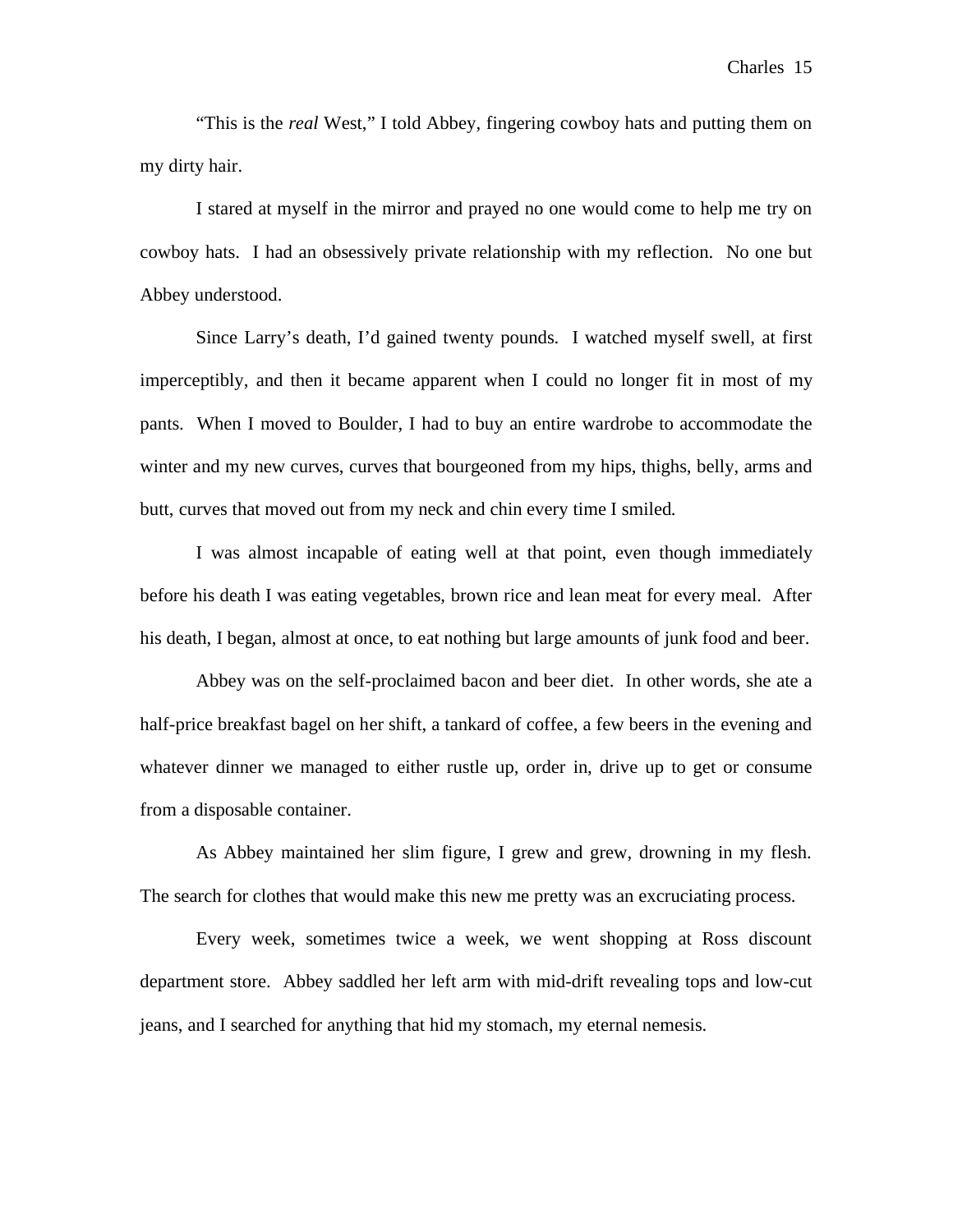"This is the *real* West," I told Abbey, fingering cowboy hats and putting them on my dirty hair.

I stared at myself in the mirror and prayed no one would come to help me try on cowboy hats. I had an obsessively private relationship with my reflection. No one but Abbey understood.

Since Larry's death, I'd gained twenty pounds. I watched myself swell, at first imperceptibly, and then it became apparent when I could no longer fit in most of my pants. When I moved to Boulder, I had to buy an entire wardrobe to accommodate the winter and my new curves, curves that bourgeoned from my hips, thighs, belly, arms and butt, curves that moved out from my neck and chin every time I smiled.

I was almost incapable of eating well at that point, even though immediately before his death I was eating vegetables, brown rice and lean meat for every meal. After his death, I began, almost at once, to eat nothing but large amounts of junk food and beer.

Abbey was on the self-proclaimed bacon and beer diet. In other words, she ate a half-price breakfast bagel on her shift, a tankard of coffee, a few beers in the evening and whatever dinner we managed to either rustle up, order in, drive up to get or consume from a disposable container.

As Abbey maintained her slim figure, I grew and grew, drowning in my flesh. The search for clothes that would make this new me pretty was an excruciating process.

Every week, sometimes twice a week, we went shopping at Ross discount department store. Abbey saddled her left arm with mid-drift revealing tops and low-cut jeans, and I searched for anything that hid my stomach, my eternal nemesis.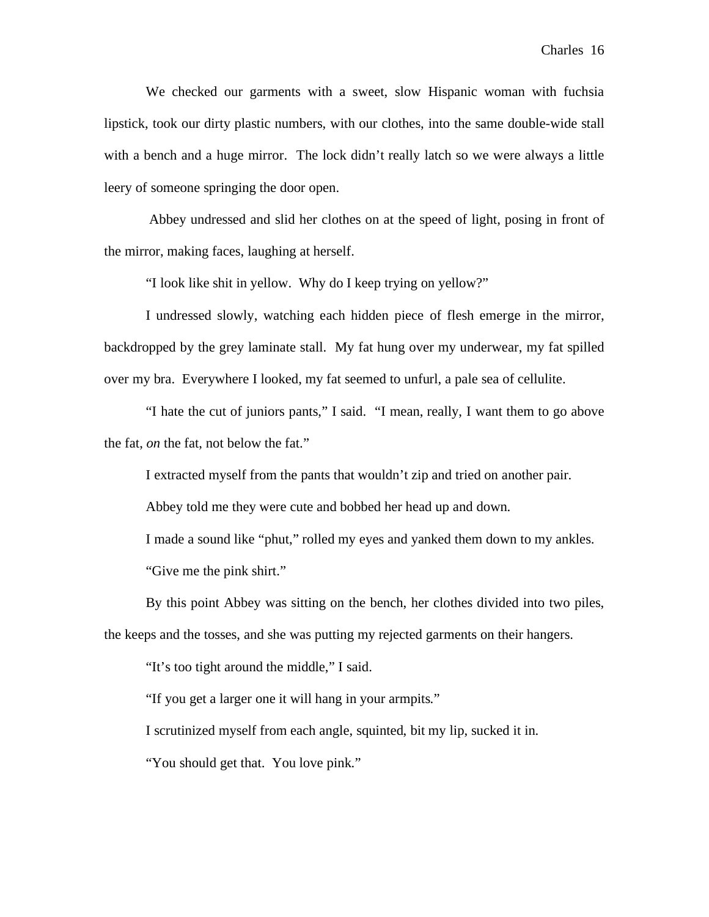We checked our garments with a sweet, slow Hispanic woman with fuchsia lipstick, took our dirty plastic numbers, with our clothes, into the same double-wide stall with a bench and a huge mirror. The lock didn't really latch so we were always a little leery of someone springing the door open.

Abbey undressed and slid her clothes on at the speed of light, posing in front of the mirror, making faces, laughing at herself.

"I look like shit in yellow. Why do I keep trying on yellow?"

I undressed slowly, watching each hidden piece of flesh emerge in the mirror, backdropped by the grey laminate stall. My fat hung over my underwear, my fat spilled over my bra. Everywhere I looked, my fat seemed to unfurl, a pale sea of cellulite.

"I hate the cut of juniors pants," I said. "I mean, really, I want them to go above the fat, *on* the fat, not below the fat."

I extracted myself from the pants that wouldn't zip and tried on another pair.

Abbey told me they were cute and bobbed her head up and down.

I made a sound like "phut," rolled my eyes and yanked them down to my ankles.

"Give me the pink shirt."

By this point Abbey was sitting on the bench, her clothes divided into two piles, the keeps and the tosses, and she was putting my rejected garments on their hangers.

"It's too tight around the middle," I said.

"If you get a larger one it will hang in your armpits."

I scrutinized myself from each angle, squinted, bit my lip, sucked it in.

"You should get that. You love pink."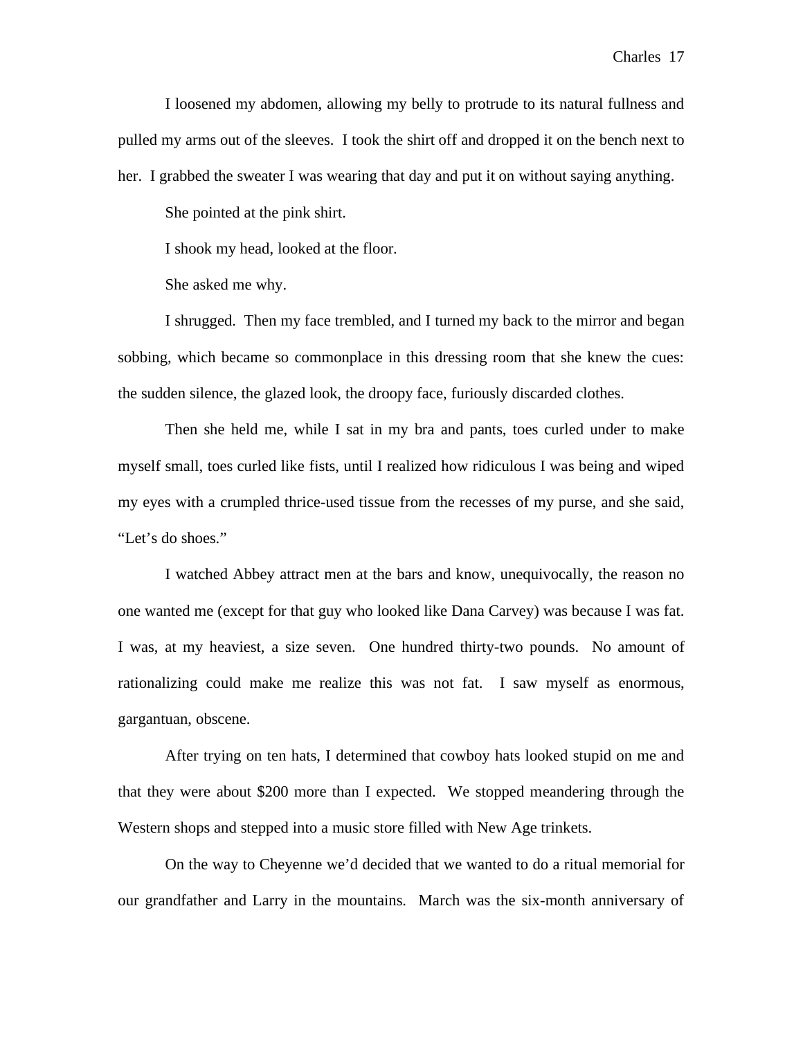I loosened my abdomen, allowing my belly to protrude to its natural fullness and pulled my arms out of the sleeves. I took the shirt off and dropped it on the bench next to her. I grabbed the sweater I was wearing that day and put it on without saying anything.

She pointed at the pink shirt.

I shook my head, looked at the floor.

She asked me why.

I shrugged. Then my face trembled, and I turned my back to the mirror and began sobbing, which became so commonplace in this dressing room that she knew the cues: the sudden silence, the glazed look, the droopy face, furiously discarded clothes.

Then she held me, while I sat in my bra and pants, toes curled under to make myself small, toes curled like fists, until I realized how ridiculous I was being and wiped my eyes with a crumpled thrice-used tissue from the recesses of my purse, and she said, "Let's do shoes."

I watched Abbey attract men at the bars and know, unequivocally, the reason no one wanted me (except for that guy who looked like Dana Carvey) was because I was fat. I was, at my heaviest, a size seven. One hundred thirty-two pounds. No amount of rationalizing could make me realize this was not fat. I saw myself as enormous, gargantuan, obscene.

After trying on ten hats, I determined that cowboy hats looked stupid on me and that they were about $200 more than I expected. We stopped meandering through the Western shops and stepped into a music store filled with New Age trinkets.

On the way to Cheyenne we'd decided that we wanted to do a ritual memorial for our grandfather and Larry in the mountains. March was the six-month anniversary of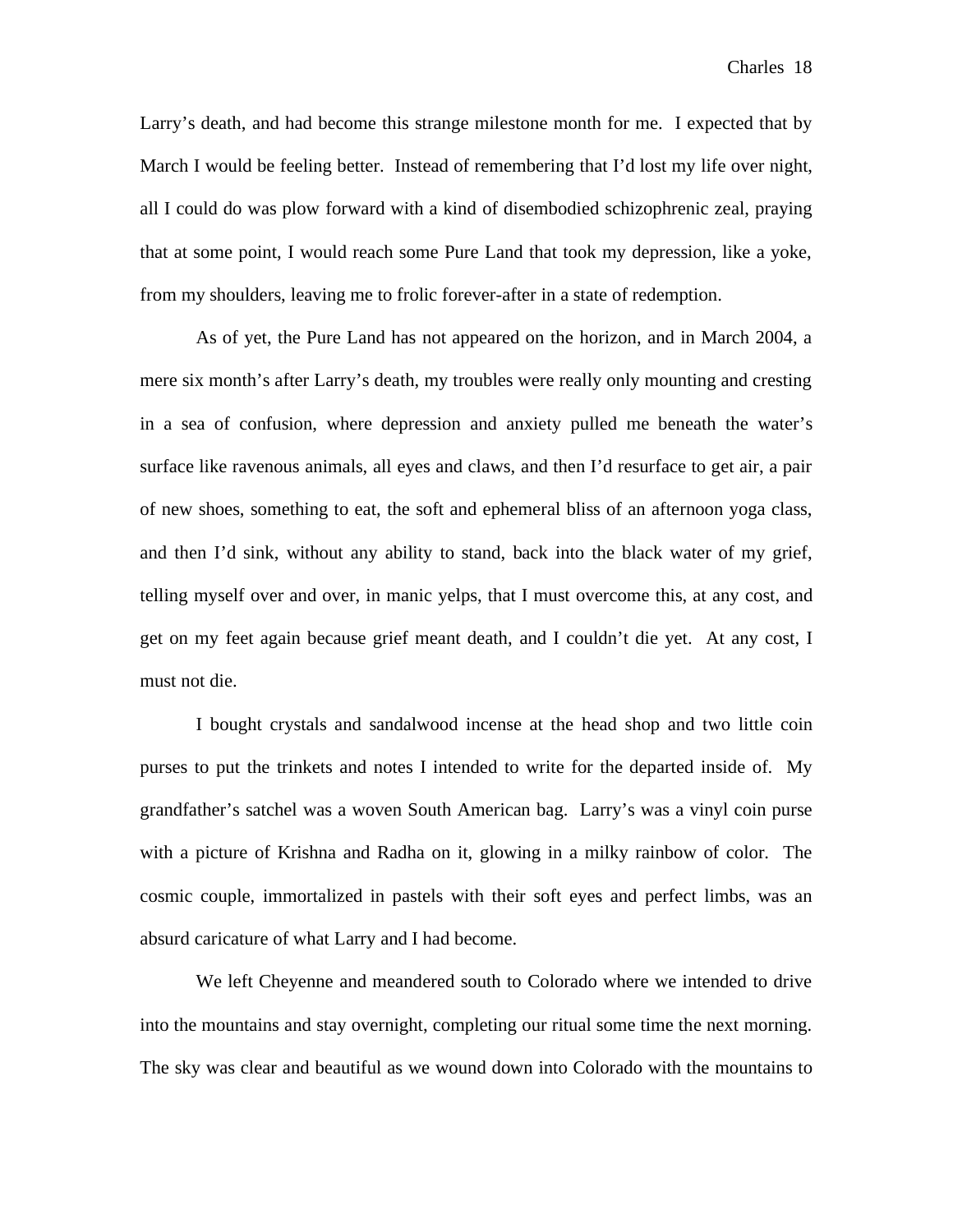Larry's death, and had become this strange milestone month for me. I expected that by March I would be feeling better. Instead of remembering that I'd lost my life over night, all I could do was plow forward with a kind of disembodied schizophrenic zeal, praying that at some point, I would reach some Pure Land that took my depression, like a yoke, from my shoulders, leaving me to frolic forever-after in a state of redemption.

As of yet, the Pure Land has not appeared on the horizon, and in March 2004, a mere six month's after Larry's death, my troubles were really only mounting and cresting in a sea of confusion, where depression and anxiety pulled me beneath the water's surface like ravenous animals, all eyes and claws, and then I'd resurface to get air, a pair of new shoes, something to eat, the soft and ephemeral bliss of an afternoon yoga class, and then I'd sink, without any ability to stand, back into the black water of my grief, telling myself over and over, in manic yelps, that I must overcome this, at any cost, and get on my feet again because grief meant death, and I couldn't die yet. At any cost, I must not die.

I bought crystals and sandalwood incense at the head shop and two little coin purses to put the trinkets and notes I intended to write for the departed inside of. My grandfather's satchel was a woven South American bag. Larry's was a vinyl coin purse with a picture of Krishna and Radha on it, glowing in a milky rainbow of color. The cosmic couple, immortalized in pastels with their soft eyes and perfect limbs, was an absurd caricature of what Larry and I had become.

We left Cheyenne and meandered south to Colorado where we intended to drive into the mountains and stay overnight, completing our ritual some time the next morning. The sky was clear and beautiful as we wound down into Colorado with the mountains to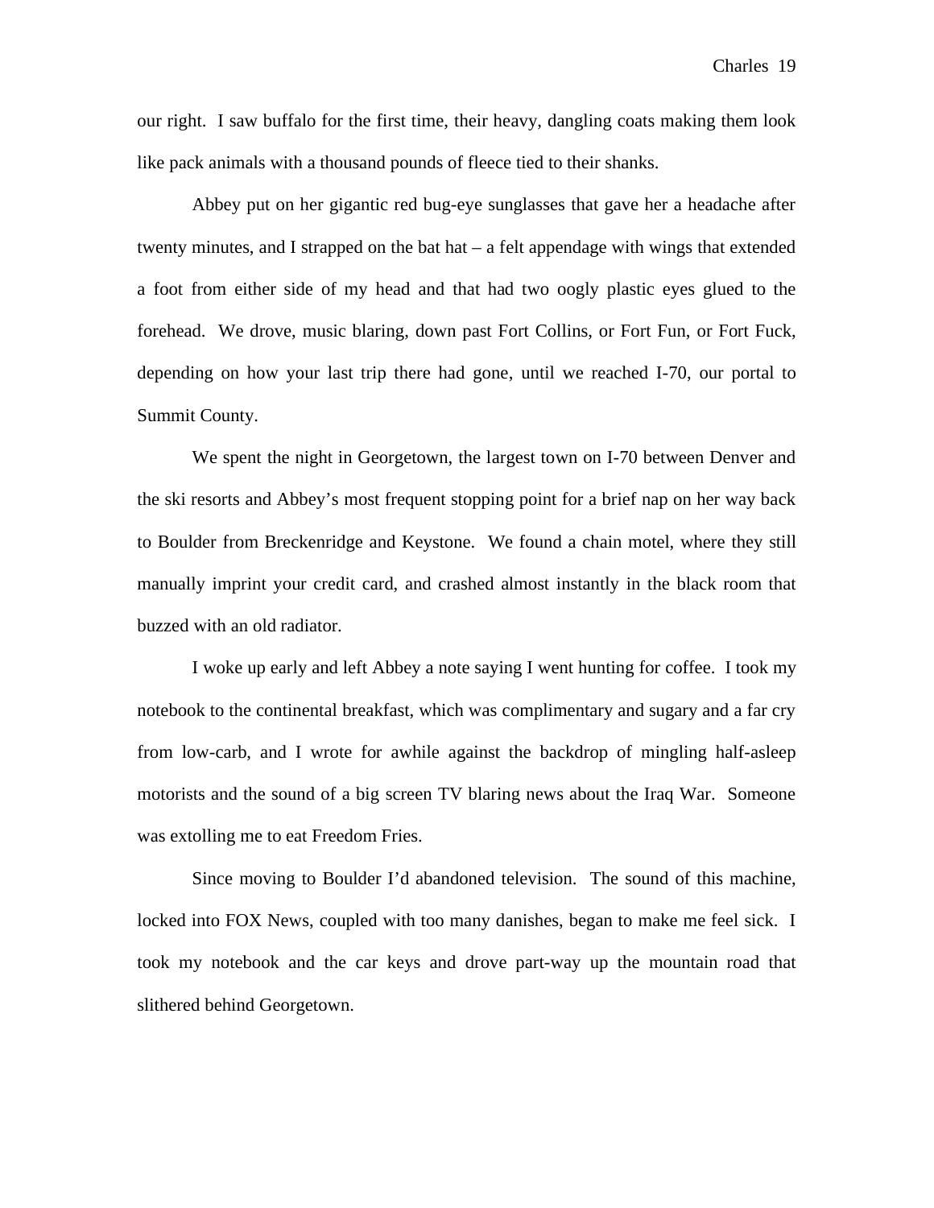our right. I saw buffalo for the first time, their heavy, dangling coats making them look like pack animals with a thousand pounds of fleece tied to their shanks.

Abbey put on her gigantic red bug-eye sunglasses that gave her a headache after twenty minutes, and I strapped on the bat hat – a felt appendage with wings that extended a foot from either side of my head and that had two oogly plastic eyes glued to the forehead. We drove, music blaring, down past Fort Collins, or Fort Fun, or Fort Fuck, depending on how your last trip there had gone, until we reached I-70, our portal to Summit County.

We spent the night in Georgetown, the largest town on I-70 between Denver and the ski resorts and Abbey's most frequent stopping point for a brief nap on her way back to Boulder from Breckenridge and Keystone. We found a chain motel, where they still manually imprint your credit card, and crashed almost instantly in the black room that buzzed with an old radiator.

I woke up early and left Abbey a note saying I went hunting for coffee. I took my notebook to the continental breakfast, which was complimentary and sugary and a far cry from low-carb, and I wrote for awhile against the backdrop of mingling half-asleep motorists and the sound of a big screen TV blaring news about the Iraq War. Someone was extolling me to eat Freedom Fries.

Since moving to Boulder I'd abandoned television. The sound of this machine, locked into FOX News, coupled with too many danishes, began to make me feel sick. I took my notebook and the car keys and drove part-way up the mountain road that slithered behind Georgetown.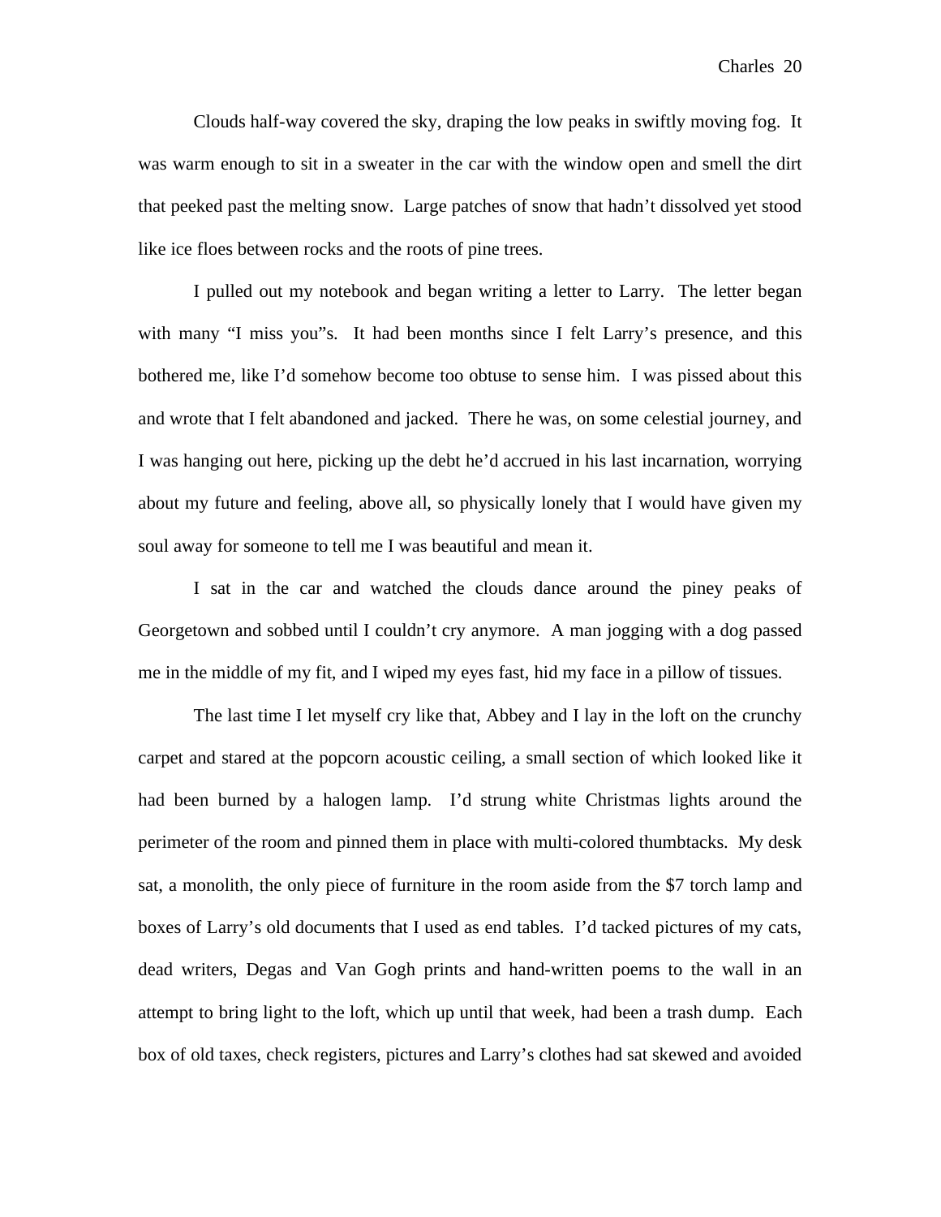Clouds half-way covered the sky, draping the low peaks in swiftly moving fog. It was warm enough to sit in a sweater in the car with the window open and smell the dirt that peeked past the melting snow. Large patches of snow that hadn't dissolved yet stood like ice floes between rocks and the roots of pine trees.

I pulled out my notebook and began writing a letter to Larry. The letter began with many "I miss you"s. It had been months since I felt Larry's presence, and this bothered me, like I'd somehow become too obtuse to sense him. I was pissed about this and wrote that I felt abandoned and jacked. There he was, on some celestial journey, and I was hanging out here, picking up the debt he'd accrued in his last incarnation, worrying about my future and feeling, above all, so physically lonely that I would have given my soul away for someone to tell me I was beautiful and mean it.

I sat in the car and watched the clouds dance around the piney peaks of Georgetown and sobbed until I couldn't cry anymore. A man jogging with a dog passed me in the middle of my fit, and I wiped my eyes fast, hid my face in a pillow of tissues.

The last time I let myself cry like that, Abbey and I lay in the loft on the crunchy carpet and stared at the popcorn acoustic ceiling, a small section of which looked like it had been burned by a halogen lamp. I'd strung white Christmas lights around the perimeter of the room and pinned them in place with multi-colored thumbtacks. My desk sat, a monolith, the only piece of furniture in the room aside from the $7 torch lamp and boxes of Larry's old documents that I used as end tables. I'd tacked pictures of my cats, dead writers, Degas and Van Gogh prints and hand-written poems to the wall in an attempt to bring light to the loft, which up until that week, had been a trash dump. Each box of old taxes, check registers, pictures and Larry's clothes had sat skewed and avoided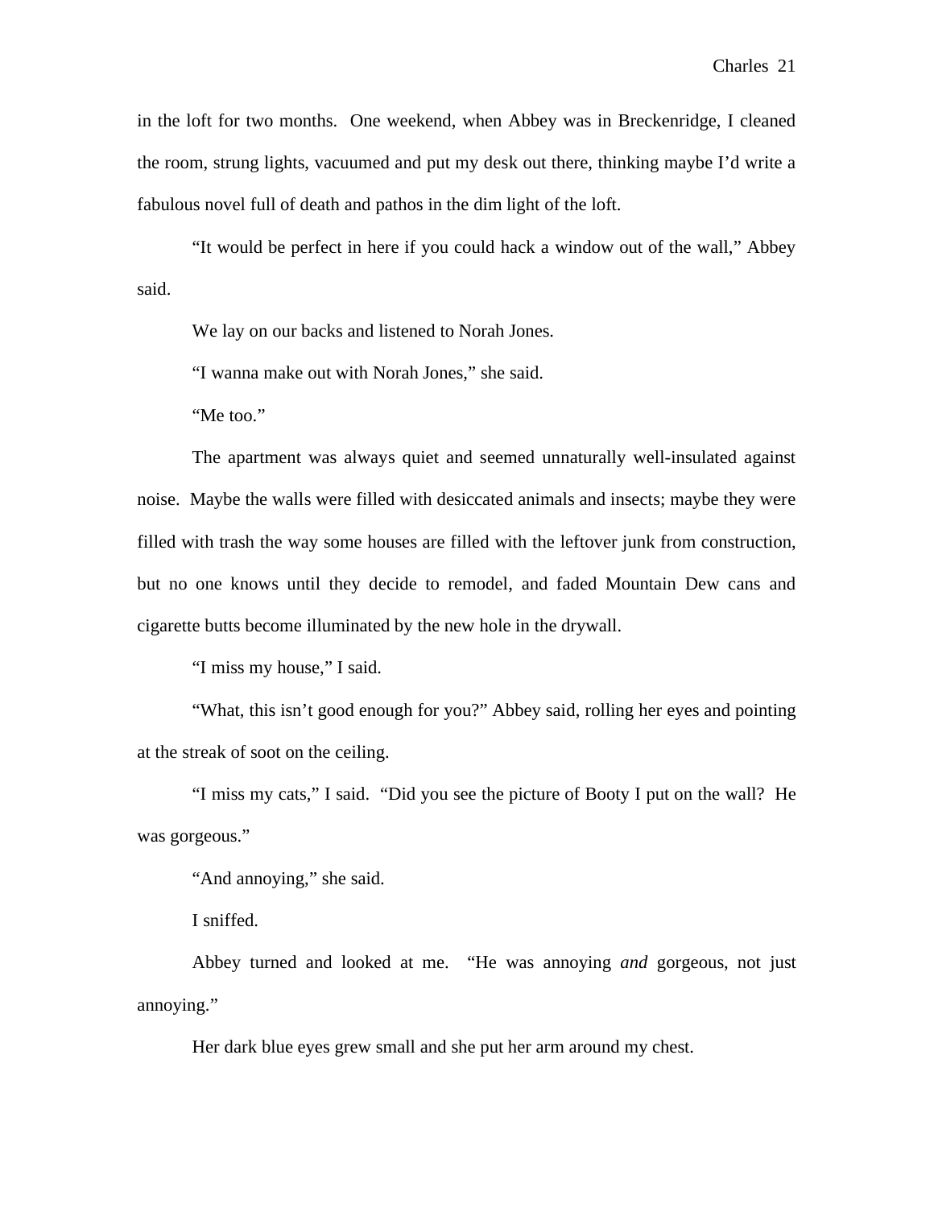in the loft for two months. One weekend, when Abbey was in Breckenridge, I cleaned the room, strung lights, vacuumed and put my desk out there, thinking maybe I'd write a fabulous novel full of death and pathos in the dim light of the loft.

"It would be perfect in here if you could hack a window out of the wall," Abbey said.

We lay on our backs and listened to Norah Jones.

"I wanna make out with Norah Jones," she said.

"Me too."

The apartment was always quiet and seemed unnaturally well-insulated against noise. Maybe the walls were filled with desiccated animals and insects; maybe they were filled with trash the way some houses are filled with the leftover junk from construction, but no one knows until they decide to remodel, and faded Mountain Dew cans and cigarette butts become illuminated by the new hole in the drywall.

"I miss my house," I said.

"What, this isn't good enough for you?" Abbey said, rolling her eyes and pointing at the streak of soot on the ceiling.

"I miss my cats," I said. "Did you see the picture of Booty I put on the wall? He was gorgeous."

"And annoying," she said.

I sniffed.

Abbey turned and looked at me. "He was annoying *and* gorgeous, not just annoying."

Her dark blue eyes grew small and she put her arm around my chest.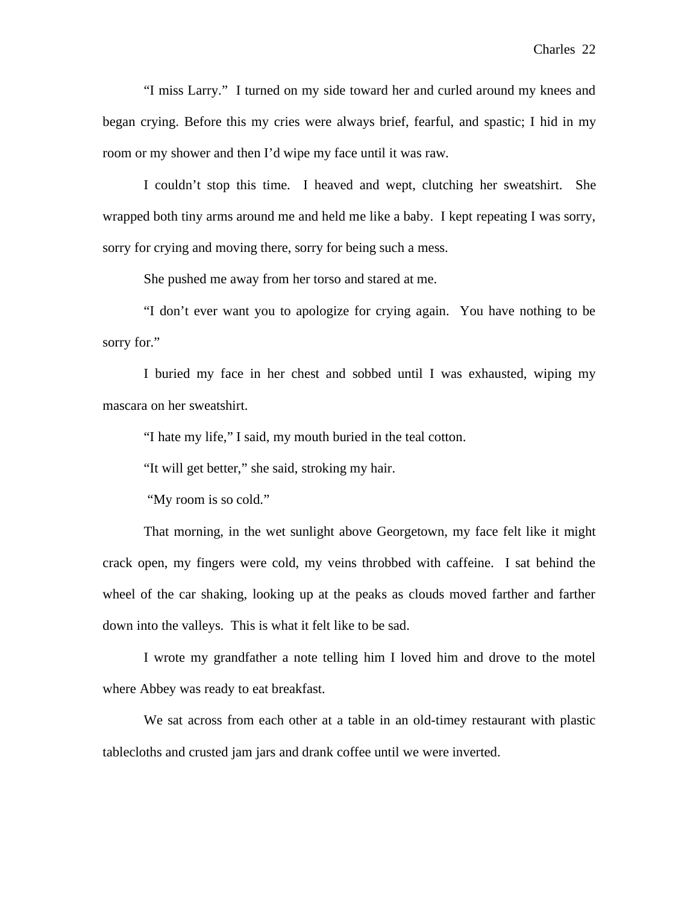"I miss Larry." I turned on my side toward her and curled around my knees and began crying. Before this my cries were always brief, fearful, and spastic; I hid in my room or my shower and then I'd wipe my face until it was raw.

I couldn't stop this time. I heaved and wept, clutching her sweatshirt. She wrapped both tiny arms around me and held me like a baby. I kept repeating I was sorry, sorry for crying and moving there, sorry for being such a mess.

She pushed me away from her torso and stared at me.

"I don't ever want you to apologize for crying again. You have nothing to be sorry for."

I buried my face in her chest and sobbed until I was exhausted, wiping my mascara on her sweatshirt.

"I hate my life," I said, my mouth buried in the teal cotton.

"It will get better," she said, stroking my hair.

"My room is so cold."

That morning, in the wet sunlight above Georgetown, my face felt like it might crack open, my fingers were cold, my veins throbbed with caffeine. I sat behind the wheel of the car shaking, looking up at the peaks as clouds moved farther and farther down into the valleys. This is what it felt like to be sad.

I wrote my grandfather a note telling him I loved him and drove to the motel where Abbey was ready to eat breakfast.

We sat across from each other at a table in an old-timey restaurant with plastic tablecloths and crusted jam jars and drank coffee until we were inverted.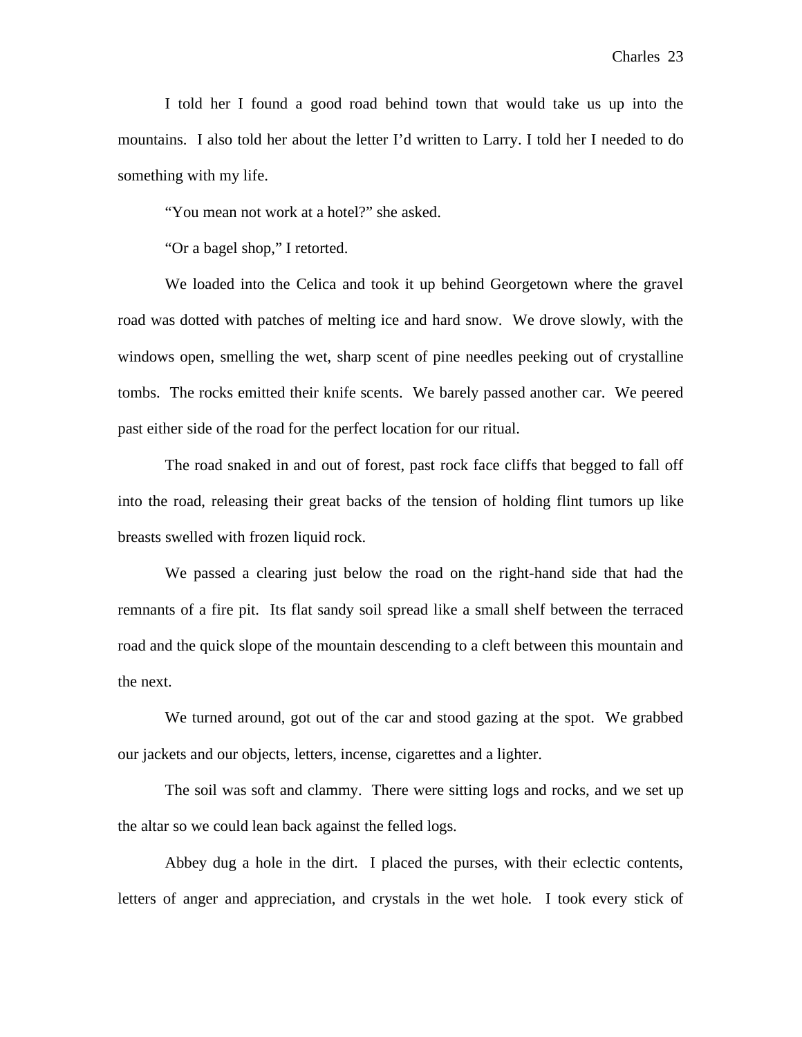I told her I found a good road behind town that would take us up into the mountains. I also told her about the letter I'd written to Larry. I told her I needed to do something with my life.

"You mean not work at a hotel?" she asked.

"Or a bagel shop," I retorted.

We loaded into the Celica and took it up behind Georgetown where the gravel road was dotted with patches of melting ice and hard snow. We drove slowly, with the windows open, smelling the wet, sharp scent of pine needles peeking out of crystalline tombs. The rocks emitted their knife scents. We barely passed another car. We peered past either side of the road for the perfect location for our ritual.

The road snaked in and out of forest, past rock face cliffs that begged to fall off into the road, releasing their great backs of the tension of holding flint tumors up like breasts swelled with frozen liquid rock.

We passed a clearing just below the road on the right-hand side that had the remnants of a fire pit. Its flat sandy soil spread like a small shelf between the terraced road and the quick slope of the mountain descending to a cleft between this mountain and the next.

We turned around, got out of the car and stood gazing at the spot. We grabbed our jackets and our objects, letters, incense, cigarettes and a lighter.

The soil was soft and clammy. There were sitting logs and rocks, and we set up the altar so we could lean back against the felled logs.

Abbey dug a hole in the dirt. I placed the purses, with their eclectic contents, letters of anger and appreciation, and crystals in the wet hole. I took every stick of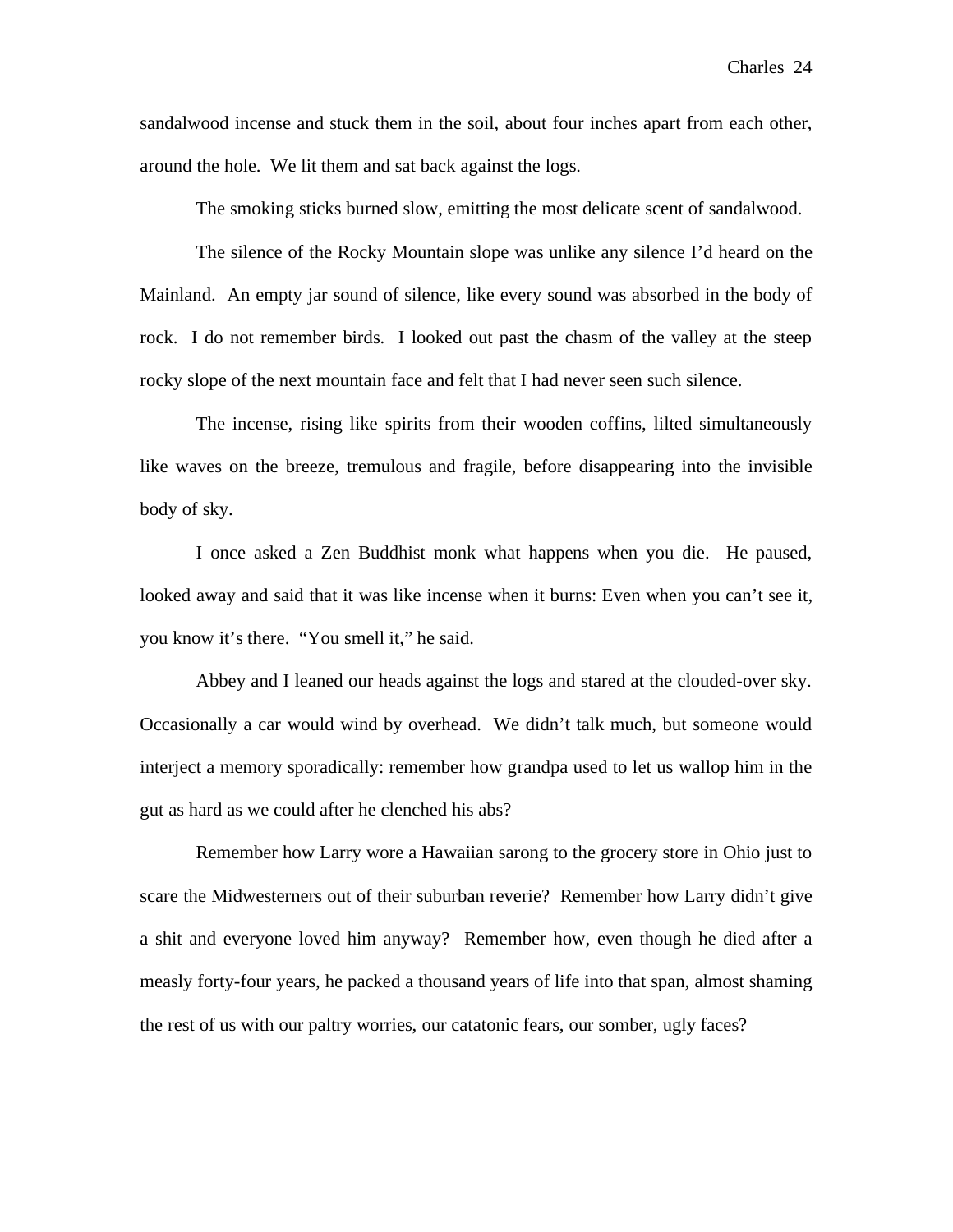sandalwood incense and stuck them in the soil, about four inches apart from each other, around the hole. We lit them and sat back against the logs.

The smoking sticks burned slow, emitting the most delicate scent of sandalwood.

The silence of the Rocky Mountain slope was unlike any silence I'd heard on the Mainland. An empty jar sound of silence, like every sound was absorbed in the body of rock. I do not remember birds. I looked out past the chasm of the valley at the steep rocky slope of the next mountain face and felt that I had never seen such silence.

The incense, rising like spirits from their wooden coffins, lilted simultaneously like waves on the breeze, tremulous and fragile, before disappearing into the invisible body of sky.

I once asked a Zen Buddhist monk what happens when you die. He paused, looked away and said that it was like incense when it burns: Even when you can't see it, you know it's there. "You smell it," he said.

Abbey and I leaned our heads against the logs and stared at the clouded-over sky. Occasionally a car would wind by overhead. We didn't talk much, but someone would interject a memory sporadically: remember how grandpa used to let us wallop him in the gut as hard as we could after he clenched his abs?

Remember how Larry wore a Hawaiian sarong to the grocery store in Ohio just to scare the Midwesterners out of their suburban reverie? Remember how Larry didn't give a shit and everyone loved him anyway? Remember how, even though he died after a measly forty-four years, he packed a thousand years of life into that span, almost shaming the rest of us with our paltry worries, our catatonic fears, our somber, ugly faces?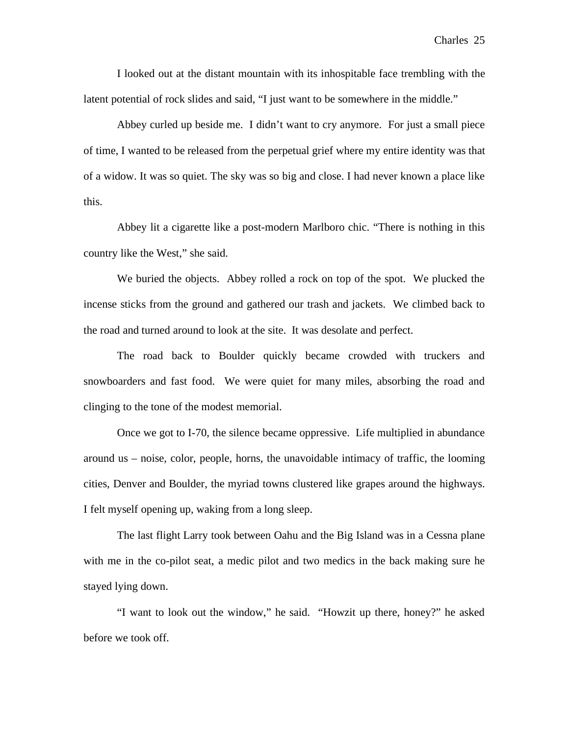I looked out at the distant mountain with its inhospitable face trembling with the latent potential of rock slides and said, “I just want to be somewhere in the middle.”

Abbey curled up beside me. I didn’t want to cry anymore. For just a small piece of time, I wanted to be released from the perpetual grief where my entire identity was that of a widow. It was so quiet. The sky was so big and close. I had never known a place like this.

Abbey lit a cigarette like a post-modern Marlboro chic. “There is nothing in this country like the West,” she said.

We buried the objects. Abbey rolled a rock on top of the spot. We plucked the incense sticks from the ground and gathered our trash and jackets. We climbed back to the road and turned around to look at the site. It was desolate and perfect.

The road back to Boulder quickly became crowded with truckers and snowboarders and fast food. We were quiet for many miles, absorbing the road and clinging to the tone of the modest memorial.

Once we got to I-70, the silence became oppressive. Life multiplied in abundance around us – noise, color, people, horns, the unavoidable intimacy of traffic, the looming cities, Denver and Boulder, the myriad towns clustered like grapes around the highways. I felt myself opening up, waking from a long sleep.

The last flight Larry took between Oahu and the Big Island was in a Cessna plane with me in the co-pilot seat, a medic pilot and two medics in the back making sure he stayed lying down.

“I want to look out the window,” he said. “Howzit up there, honey?” he asked before we took off.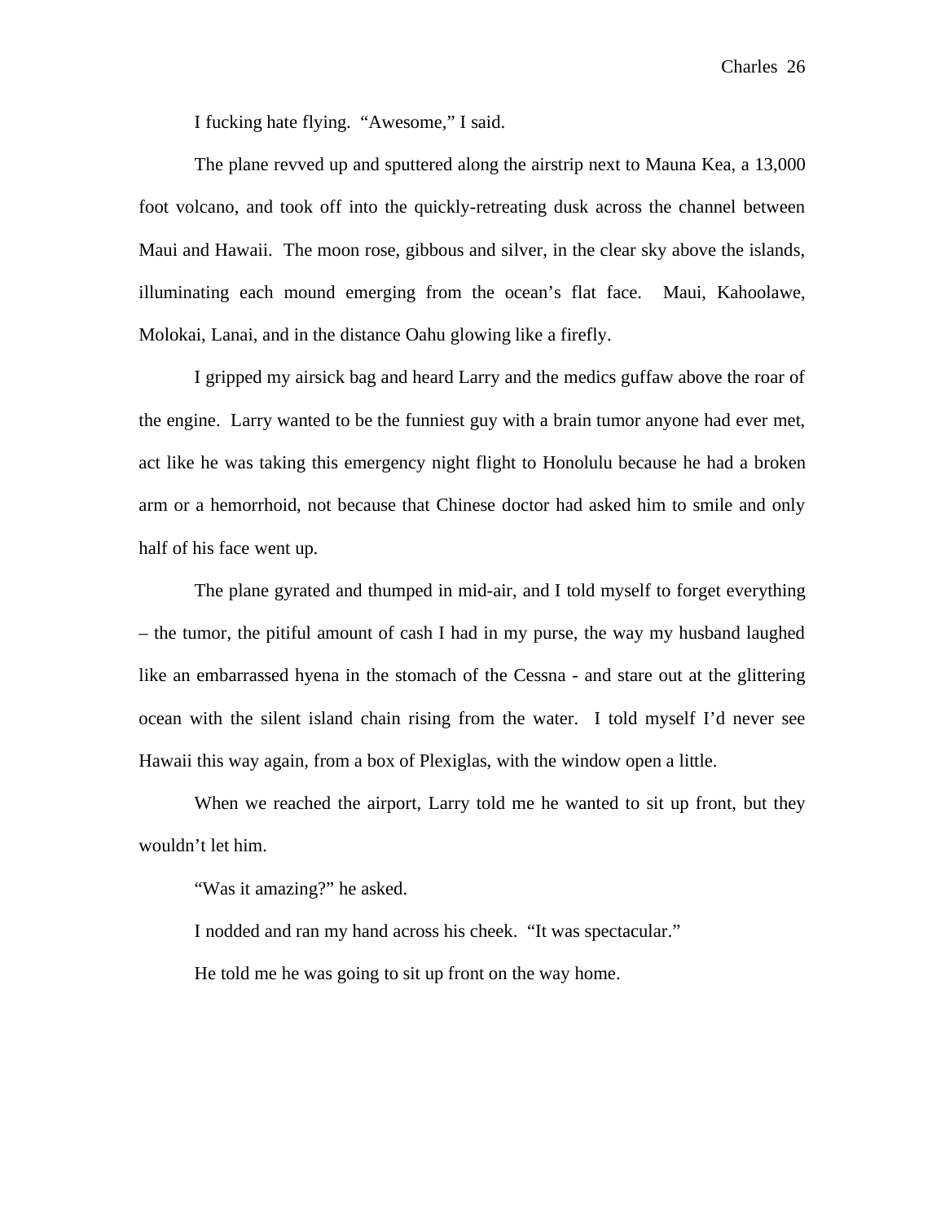I fucking hate flying. “Awesome,” I said.

The plane revved up and sputtered along the airstrip next to Mauna Kea, a 13,000 foot volcano, and took off into the quickly-retreating dusk across the channel between Maui and Hawaii. The moon rose, gibbous and silver, in the clear sky above the islands, illuminating each mound emerging from the ocean’s flat face. Maui, Kahoolawe, Molokai, Lanai, and in the distance Oahu glowing like a firefly.

I gripped my airsick bag and heard Larry and the medics guffaw above the roar of the engine. Larry wanted to be the funniest guy with a brain tumor anyone had ever met, act like he was taking this emergency night flight to Honolulu because he had a broken arm or a hemorrhoid, not because that Chinese doctor had asked him to smile and only half of his face went up.

The plane gyrated and thumped in mid-air, and I told myself to forget everything – the tumor, the pitiful amount of cash I had in my purse, the way my husband laughed like an embarrassed hyena in the stomach of the Cessna - and stare out at the glittering ocean with the silent island chain rising from the water. I told myself I’d never see Hawaii this way again, from a box of Plexiglas, with the window open a little.

When we reached the airport, Larry told me he wanted to sit up front, but they wouldn’t let him.

“Was it amazing?” he asked.

I nodded and ran my hand across his cheek. “It was spectacular.”

He told me he was going to sit up front on the way home.